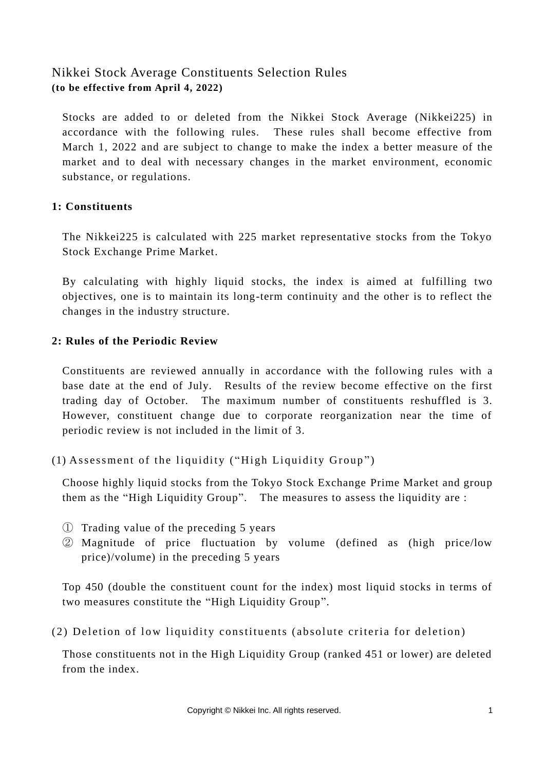# Nikkei Stock Average Constituents Selection Rules
**(to be effective from April 4, 2022)**

Stocks are added to or deleted from the Nikkei Stock Average (Nikkei225) in accordance with the following rules. These rules shall become effective from March 1, 2022 and are subject to change to make the index a better measure of the market and to deal with necessary changes in the market environment, economic substance, or regulations.

## 1: Constituents

The Nikkei225 is calculated with 225 market representative stocks from the Tokyo Stock Exchange Prime Market.

By calculating with highly liquid stocks, the index is aimed at fulfilling two objectives, one is to maintain its long-term continuity and the other is to reflect the changes in the industry structure.

## 2: Rules of the Periodic Review

Constituents are reviewed annually in accordance with the following rules with a base date at the end of July. Results of the review become effective on the first trading day of October. The maximum number of constituents reshuffled is 3. However, constituent change due to corporate reorganization near the time of periodic review is not included in the limit of 3.

### (1) Assessment of the liquidity (“High Liquidity Group”)

Choose highly liquid stocks from the Tokyo Stock Exchange Prime Market and group them as the “High Liquidity Group”. The measures to assess the liquidity are :

① Trading value of the preceding 5 years
② Magnitude of price fluctuation by volume (defined as (high price/low price)/volume) in the preceding 5 years

Top 450 (double the constituent count for the index) most liquid stocks in terms of two measures constitute the “High Liquidity Group”.

### (2) Deletion of low liquidity constituents (absolute criteria for deletion)

Those constituents not in the High Liquidity Group (ranked 451 or lower) are deleted from the index.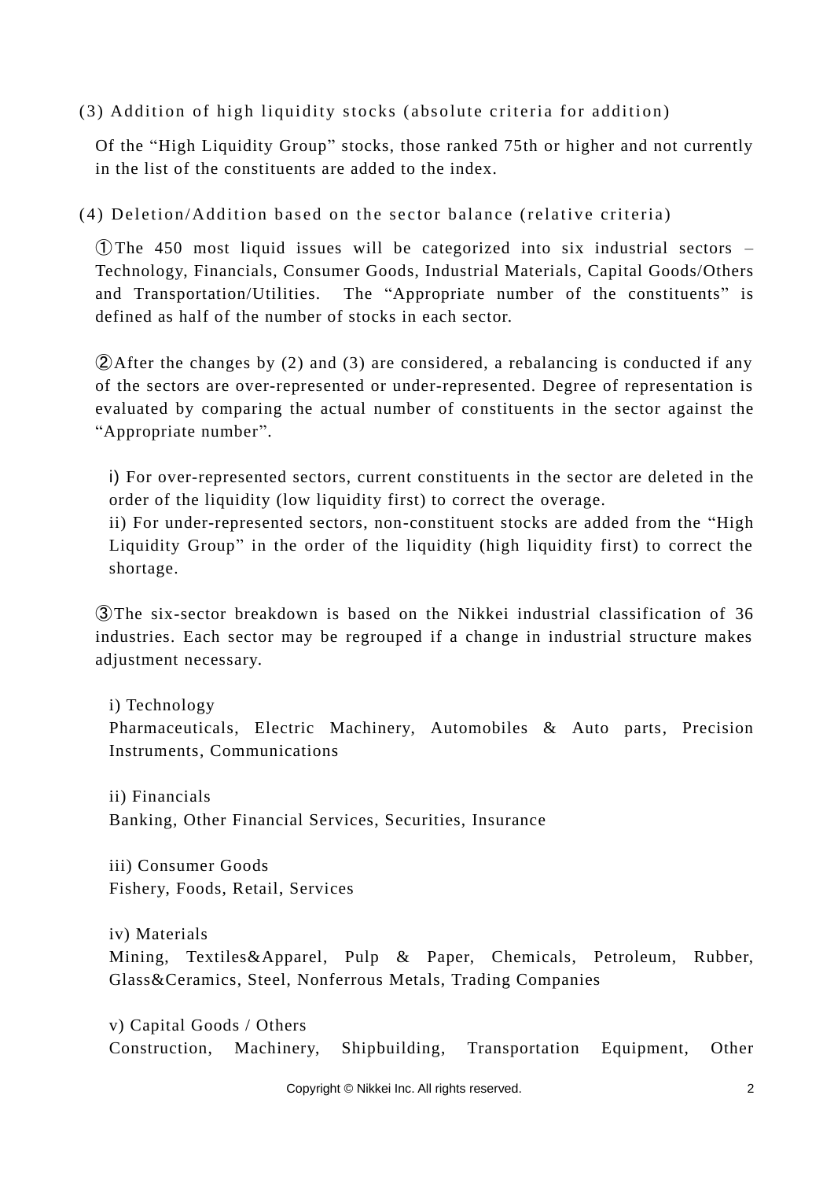### (3) Addition of high liquidity stocks (absolute criteria for addition)

Of the "High Liquidity Group" stocks, those ranked 75th or higher and not currently in the list of the constituents are added to the index.

### (4) Deletion/Addition based on the sector balance (relative criteria)

①The 450 most liquid issues will be categorized into six industrial sectors – Technology, Financials, Consumer Goods, Industrial Materials, Capital Goods/Others and Transportation/Utilities. The "Appropriate number of the constituents" is defined as half of the number of stocks in each sector.

②After the changes by (2) and (3) are considered, a rebalancing is conducted if any of the sectors are over-represented or under-represented. Degree of representation is evaluated by comparing the actual number of constituents in the sector against the "Appropriate number".

i) For over-represented sectors, current constituents in the sector are deleted in the order of the liquidity (low liquidity first) to correct the overage.
ii) For under-represented sectors, non-constituent stocks are added from the "High Liquidity Group" in the order of the liquidity (high liquidity first) to correct the shortage.

③The six-sector breakdown is based on the Nikkei industrial classification of 36 industries. Each sector may be regrouped if a change in industrial structure makes adjustment necessary.

i) Technology
Pharmaceuticals, Electric Machinery, Automobiles & Auto parts, Precision Instruments, Communications

ii) Financials
Banking, Other Financial Services, Securities, Insurance

iii) Consumer Goods
Fishery, Foods, Retail, Services

iv) Materials
Mining, Textiles&Apparel, Pulp & Paper, Chemicals, Petroleum, Rubber, Glass&Ceramics, Steel, Nonferrous Metals, Trading Companies

v) Capital Goods / Others
Construction, Machinery, Shipbuilding, Transportation Equipment, Other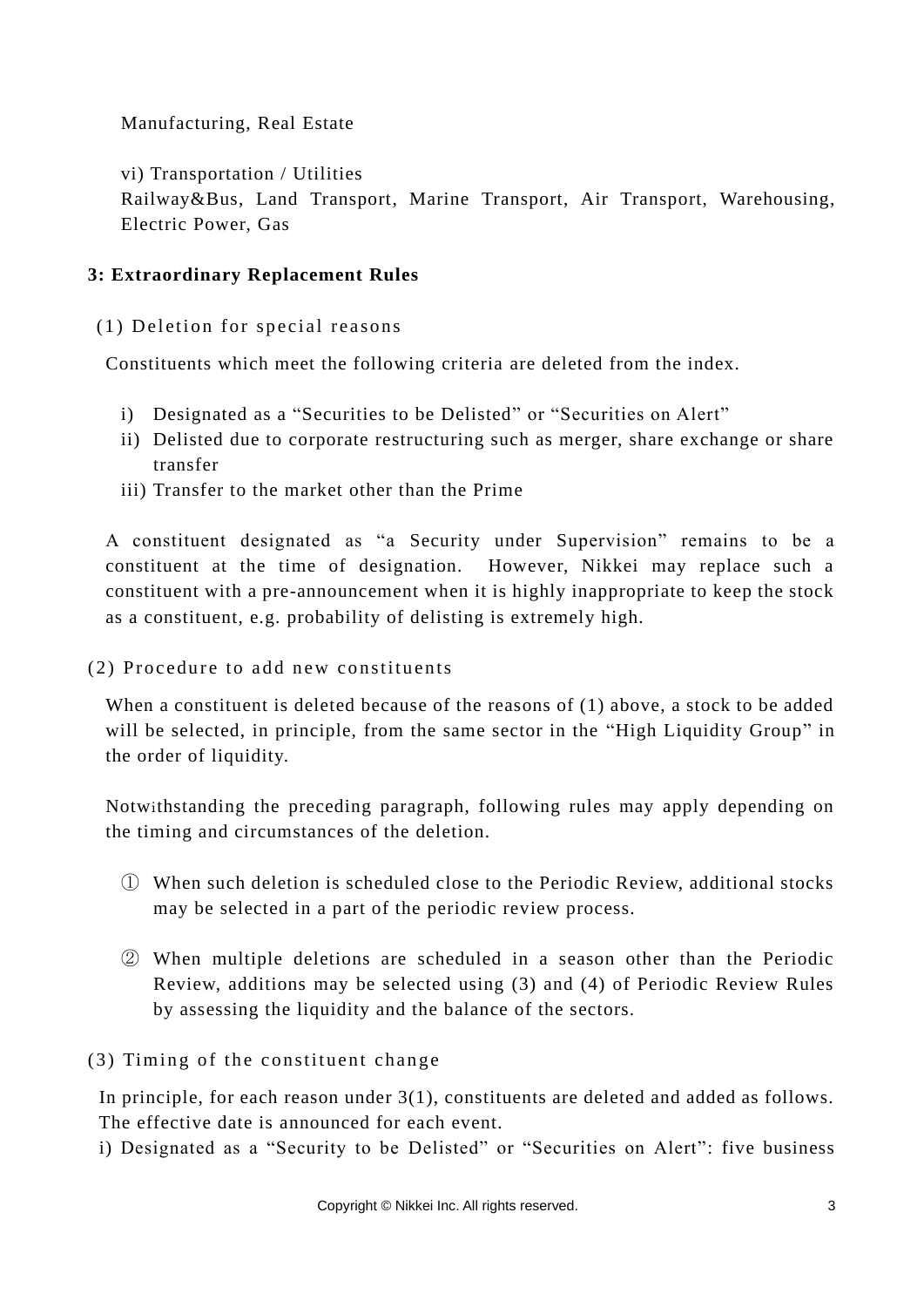Manufacturing, Real Estate

vi) Transportation / Utilities
Railway&Bus, Land Transport, Marine Transport, Air Transport, Warehousing, Electric Power, Gas

## 3: Extraordinary Replacement Rules

### (1) Deletion for special reasons

Constituents which meet the following criteria are deleted from the index.

i) Designated as a “Securities to be Delisted” or “Securities on Alert”
ii) Delisted due to corporate restructuring such as merger, share exchange or share transfer
iii) Transfer to the market other than the Prime

A constituent designated as “a Security under Supervision” remains to be a constituent at the time of designation. However, Nikkei may replace such a constituent with a pre-announcement when it is highly inappropriate to keep the stock as a constituent, e.g. probability of delisting is extremely high.

### (2) Procedure to add new constituents

When a constituent is deleted because of the reasons of (1) above, a stock to be added will be selected, in principle, from the same sector in the “High Liquidity Group” in the order of liquidity.

Notwithstanding the preceding paragraph, following rules may apply depending on the timing and circumstances of the deletion.

① When such deletion is scheduled close to the Periodic Review, additional stocks may be selected in a part of the periodic review process.

② When multiple deletions are scheduled in a season other than the Periodic Review, additions may be selected using (3) and (4) of Periodic Review Rules by assessing the liquidity and the balance of the sectors.

### (3) Timing of the constituent change

In principle, for each reason under 3(1), constituents are deleted and added as follows. The effective date is announced for each event.

i) Designated as a “Security to be Delisted” or “Securities on Alert”: five business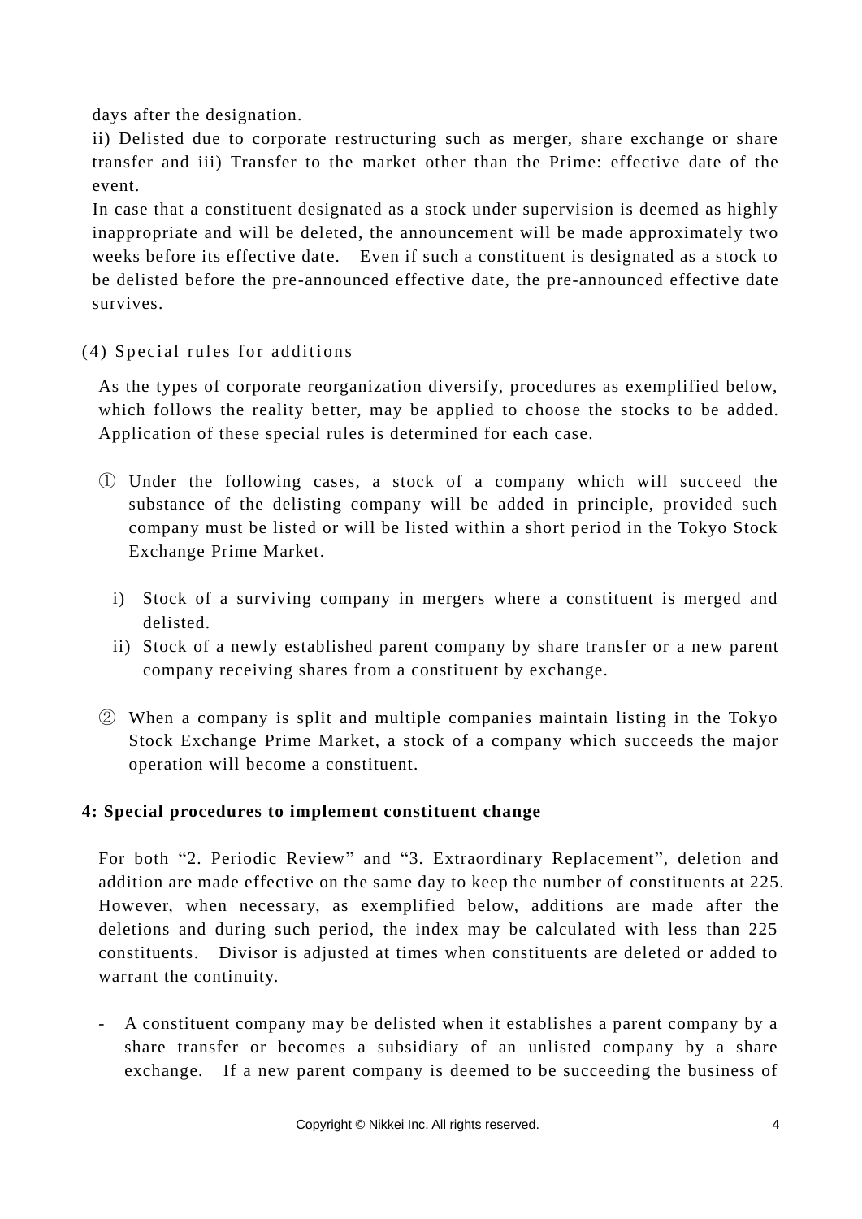days after the designation.

ii) Delisted due to corporate restructuring such as merger, share exchange or share transfer and iii) Transfer to the market other than the Prime: effective date of the event.

In case that a constituent designated as a stock under supervision is deemed as highly inappropriate and will be deleted, the announcement will be made approximately two weeks before its effective date. Even if such a constituent is designated as a stock to be delisted before the pre-announced effective date, the pre-announced effective date survives.

(4) Special rules for additions

As the types of corporate reorganization diversify, procedures as exemplified below, which follows the reality better, may be applied to choose the stocks to be added. Application of these special rules is determined for each case.

① Under the following cases, a stock of a company which will succeed the substance of the delisting company will be added in principle, provided such company must be listed or will be listed within a short period in the Tokyo Stock Exchange Prime Market.

i) Stock of a surviving company in mergers where a constituent is merged and delisted.

ii) Stock of a newly established parent company by share transfer or a new parent company receiving shares from a constituent by exchange.

② When a company is split and multiple companies maintain listing in the Tokyo Stock Exchange Prime Market, a stock of a company which succeeds the major operation will become a constituent.

**4: Special procedures to implement constituent change**

For both “2. Periodic Review” and “3. Extraordinary Replacement”, deletion and addition are made effective on the same day to keep the number of constituents at 225. However, when necessary, as exemplified below, additions are made after the deletions and during such period, the index may be calculated with less than 225 constituents. Divisor is adjusted at times when constituents are deleted or added to warrant the continuity.

- A constituent company may be delisted when it establishes a parent company by a share transfer or becomes a subsidiary of an unlisted company by a share exchange. If a new parent company is deemed to be succeeding the business of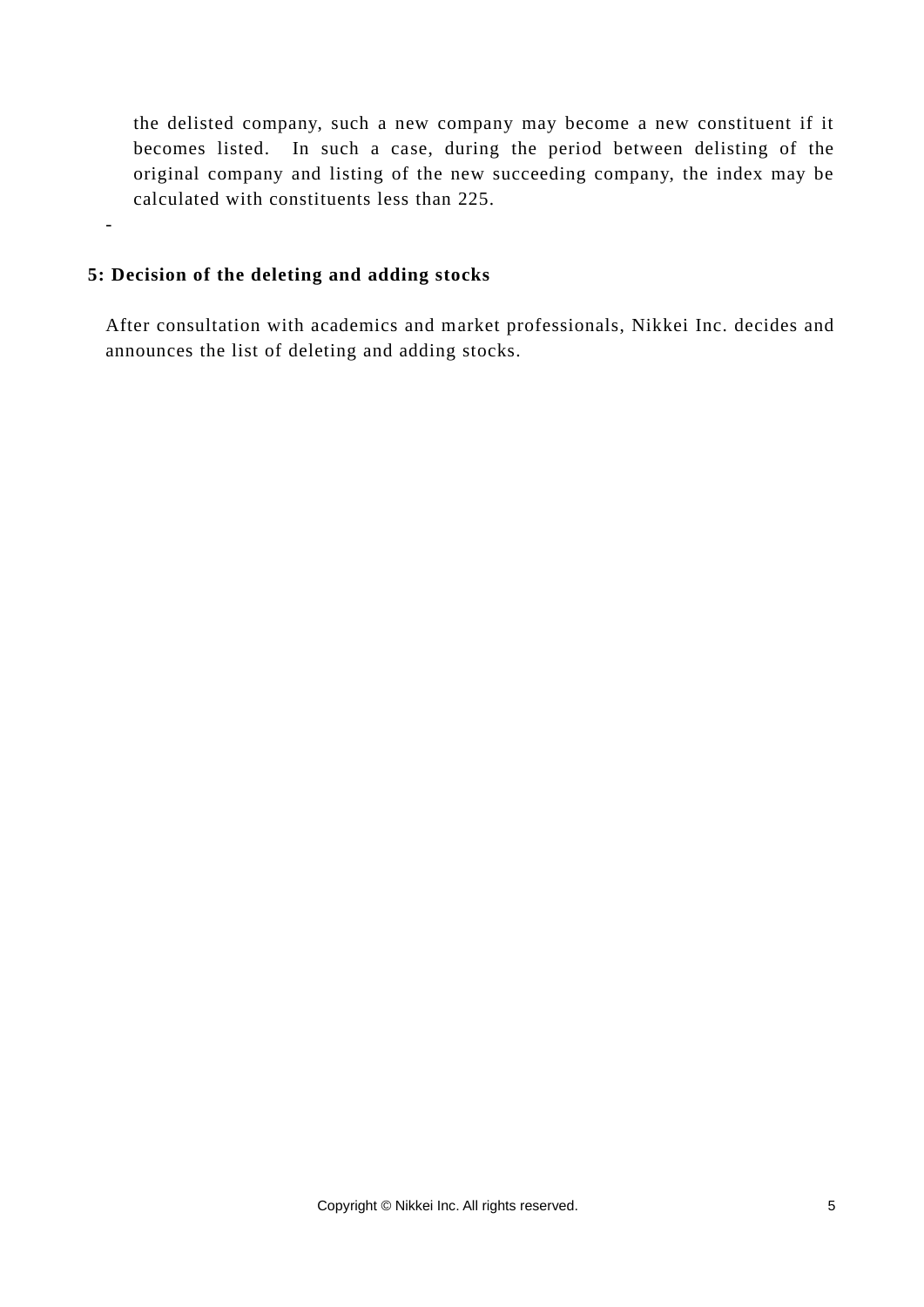the delisted company, such a new company may become a new constituent if it becomes listed. In such a case, during the period between delisting of the original company and listing of the new succeeding company, the index may be calculated with constituents less than 225.

-

## 5: Decision of the deleting and adding stocks

After consultation with academics and market professionals, Nikkei Inc. decides and announces the list of deleting and adding stocks.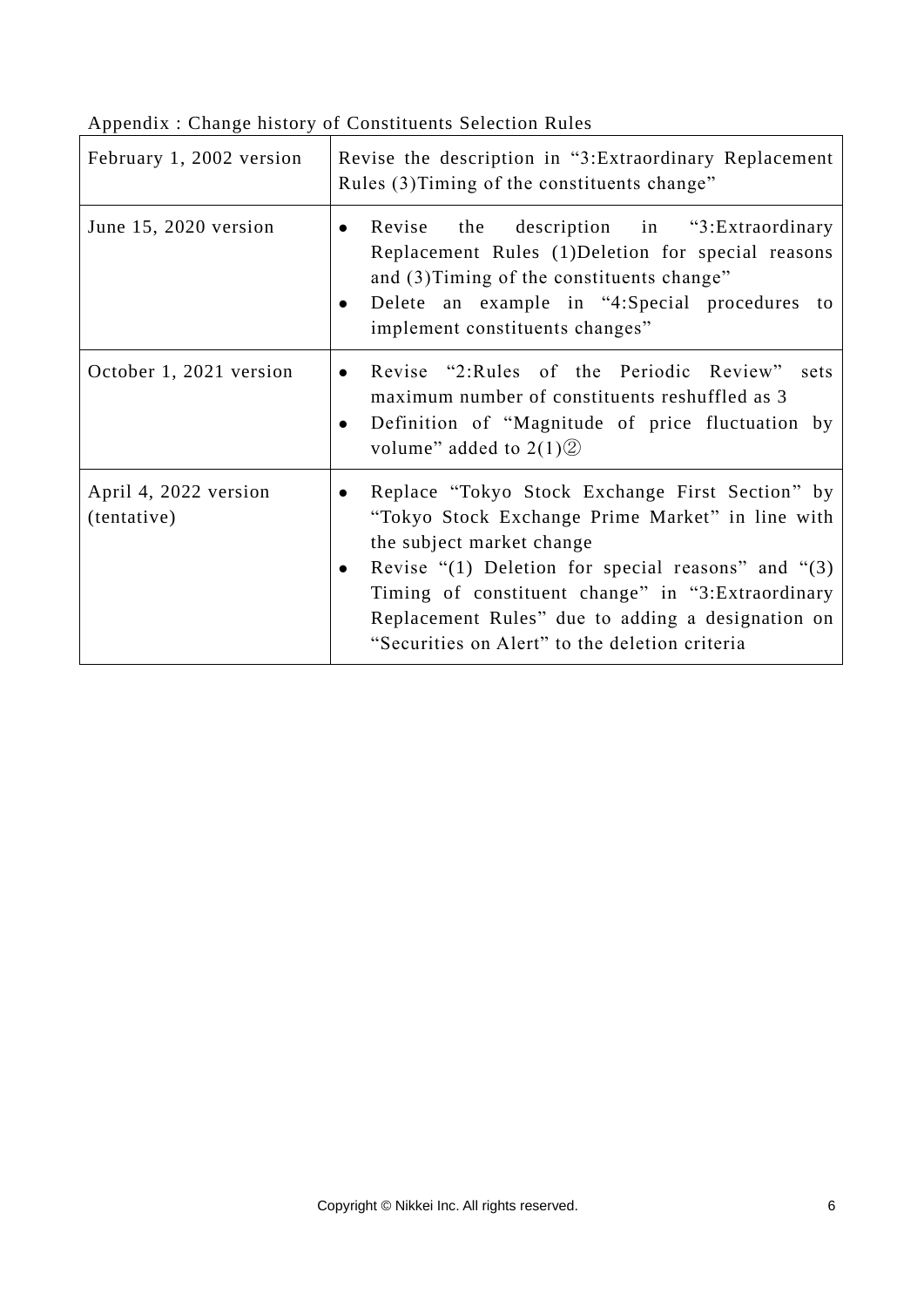Appendix : Change history of Constituents Selection Rules

| | |
|---|---|
| February 1, 2002 version | Revise the description in "3:Extraordinary Replacement Rules (3)Timing of the constituents change" |
| June 15, 2020 version | • Revise the description in "3:Extraordinary Replacement Rules (1)Deletion for special reasons and (3)Timing of the constituents change"<br>• Delete an example in "4:Special procedures to implement constituents changes" |
| October 1, 2021 version | • Revise "2:Rules of the Periodic Review" sets maximum number of constituents reshuffled as 3<br>• Definition of "Magnitude of price fluctuation by volume" added to 2(1)② |
| April 4, 2022 version (tentative) | • Replace "Tokyo Stock Exchange First Section" by "Tokyo Stock Exchange Prime Market" in line with the subject market change<br>• Revise "(1) Deletion for special reasons" and "(3) Timing of constituent change" in "3:Extraordinary Replacement Rules" due to adding a designation on "Securities on Alert" to the deletion criteria |

Copyright © Nikkei Inc. All rights reserved.